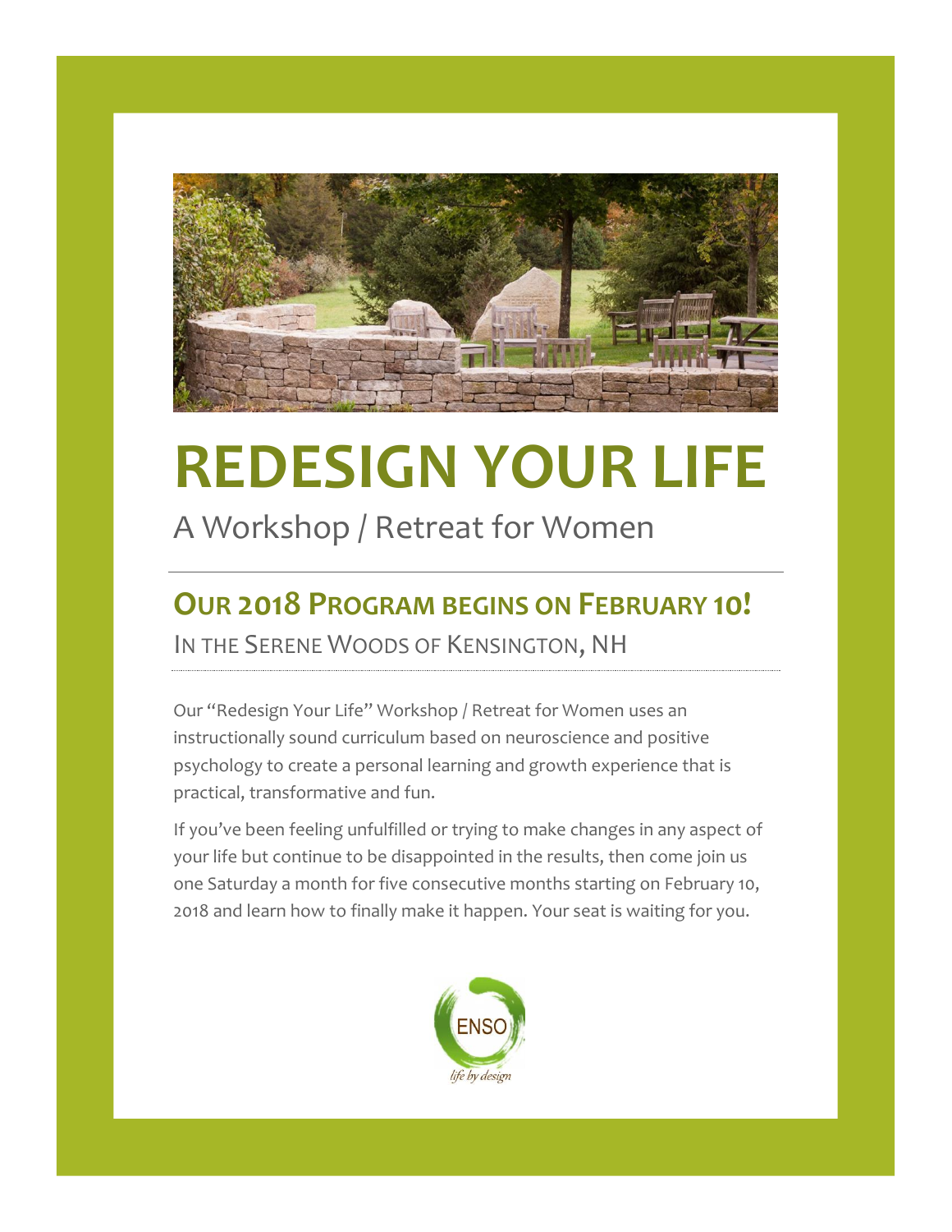# REDESIGN YOUR LIFE

A Workshop / Retreat for Women

---

## OUR 2018 PROGRAM BEGINS ON FEBRUARY 10!

IN THE SERENE WOODS OF KENSINGTON, NH

Our "Redesign Your Life" Workshop / Retreat for Women uses an instructionally sound curriculum based on neuroscience and positive psychology to create a personal learning and growth experience that is practical, transformative and fun.

If you've been feeling unfulfilled or trying to make changes in any aspect of your life but continue to be disappointed in the results, then come join us one Saturday a month for five consecutive months starting on February 10, 2018 and learn how to finally make it happen. Your seat is waiting for you.

ENSO

*life by design*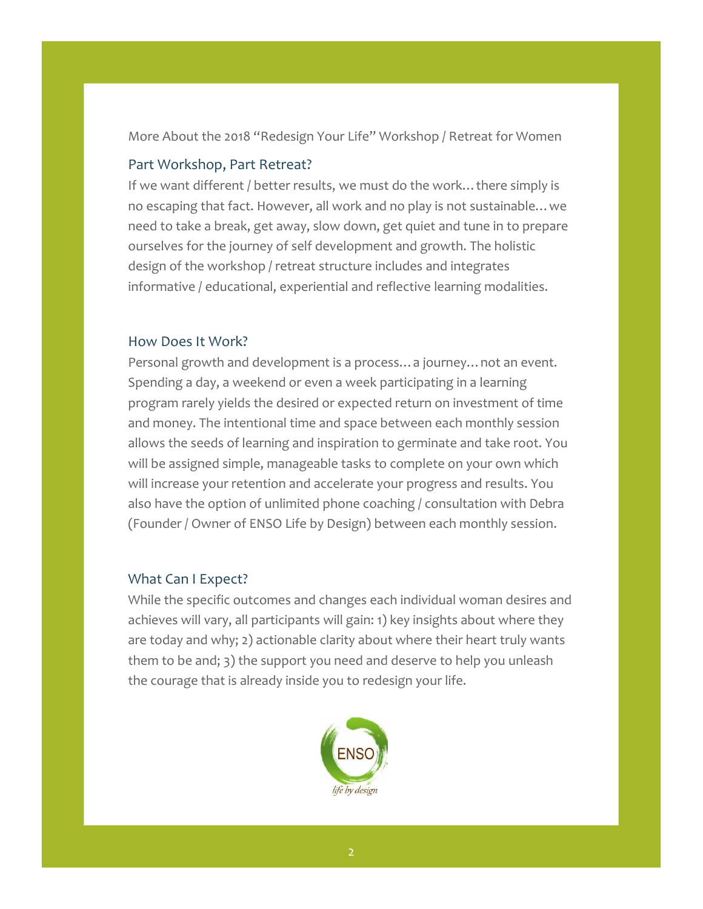More About the 2018 "Redesign Your Life" Workshop / Retreat for Women

## Part Workshop, Part Retreat?

If we want different / better results, we must do the work… there simply is no escaping that fact. However, all work and no play is not sustainable… we need to take a break, get away, slow down, get quiet and tune in to prepare ourselves for the journey of self development and growth. The holistic design of the workshop / retreat structure includes and integrates informative / educational, experiential and reflective learning modalities.

## How Does It Work?

Personal growth and development is a process… a journey… not an event. Spending a day, a weekend or even a week participating in a learning program rarely yields the desired or expected return on investment of time and money. The intentional time and space between each monthly session allows the seeds of learning and inspiration to germinate and take root. You will be assigned simple, manageable tasks to complete on your own which will increase your retention and accelerate your progress and results. You also have the option of unlimited phone coaching / consultation with Debra (Founder / Owner of ENSO Life by Design) between each monthly session.

## What Can I Expect?

While the specific outcomes and changes each individual woman desires and achieves will vary, all participants will gain: 1) key insights about where they are today and why; 2) actionable clarity about where their heart truly wants them to be and; 3) the support you need and deserve to help you unleash the courage that is already inside you to redesign your life.

ENSO

*life by design*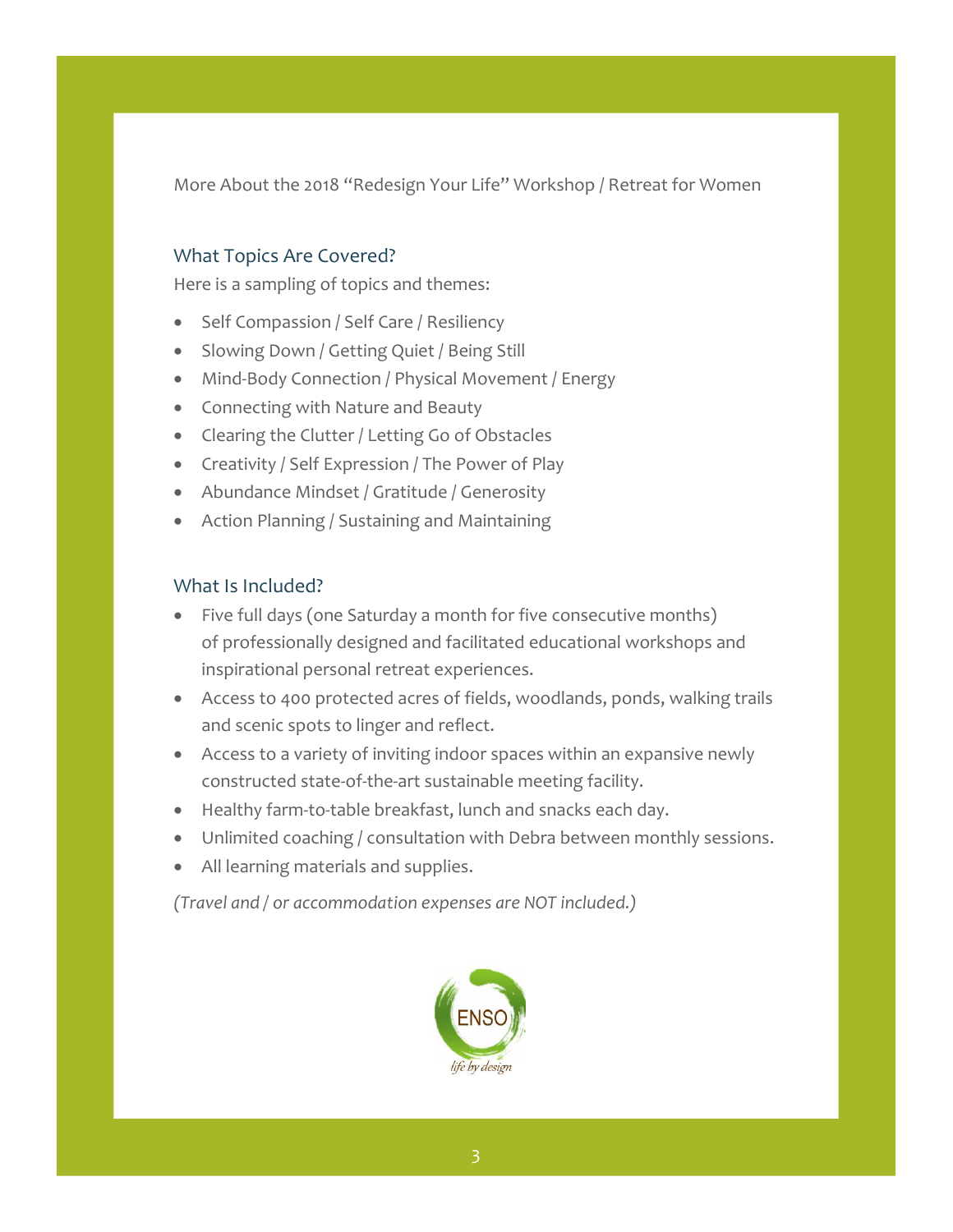More About the 2018 "Redesign Your Life" Workshop / Retreat for Women

## What Topics Are Covered?

Here is a sampling of topics and themes:

- Self Compassion / Self Care / Resiliency
- Slowing Down / Getting Quiet / Being Still
- Mind-Body Connection / Physical Movement / Energy
- Connecting with Nature and Beauty
- Clearing the Clutter / Letting Go of Obstacles
- Creativity / Self Expression / The Power of Play
- Abundance Mindset / Gratitude / Generosity
- Action Planning / Sustaining and Maintaining

## What Is Included?

- Five full days (one Saturday a month for five consecutive months) of professionally designed and facilitated educational workshops and inspirational personal retreat experiences.
- Access to 400 protected acres of fields, woodlands, ponds, walking trails and scenic spots to linger and reflect.
- Access to a variety of inviting indoor spaces within an expansive newly constructed state-of-the-art sustainable meeting facility.
- Healthy farm-to-table breakfast, lunch and snacks each day.
- Unlimited coaching / consultation with Debra between monthly sessions.
- All learning materials and supplies.

*(Travel and / or accommodation expenses are NOT included.)*

ENSO

*life by design*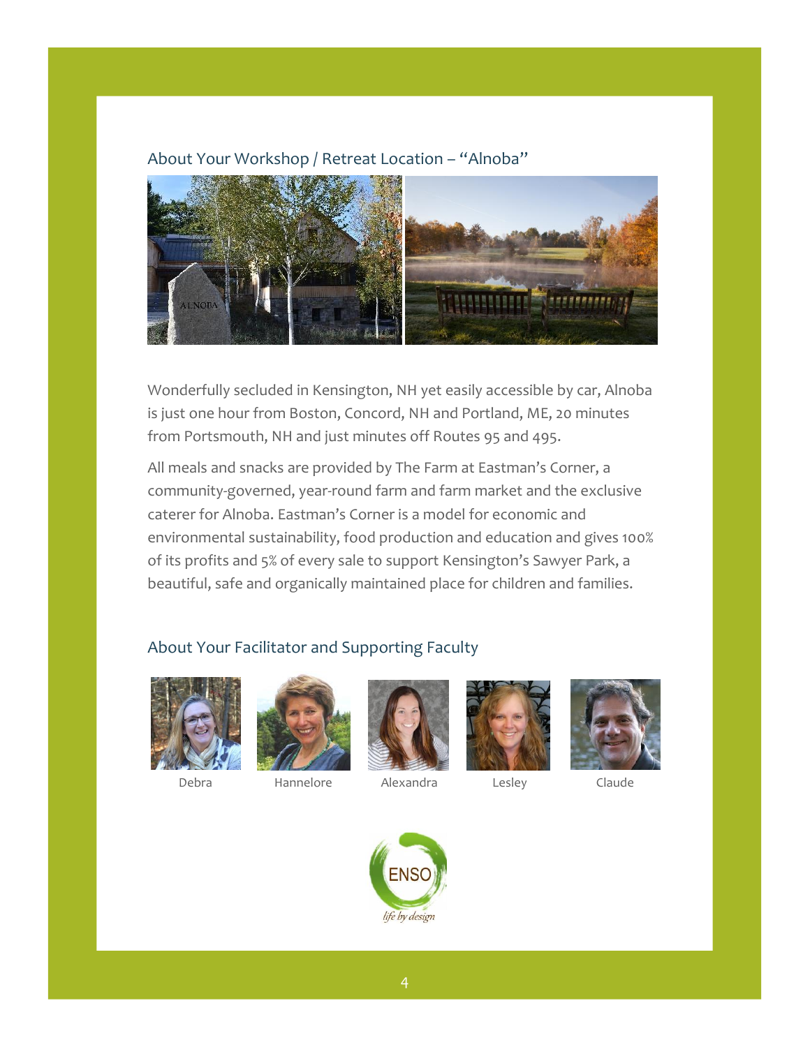## About Your Workshop / Retreat Location – "Alnoba"

Wonderfully secluded in Kensington, NH yet easily accessible by car, Alnoba is just one hour from Boston, Concord, NH and Portland, ME, 20 minutes from Portsmouth, NH and just minutes off Routes 95 and 495.

All meals and snacks are provided by The Farm at Eastman's Corner, a community-governed, year-round farm and farm market and the exclusive caterer for Alnoba. Eastman's Corner is a model for economic and environmental sustainability, food production and education and gives 100% of its profits and 5% of every sale to support Kensington's Sawyer Park, a beautiful, safe and organically maintained place for children and families.

## About Your Facilitator and Supporting Faculty

Debra Hannelore Alexandra Lesley Claude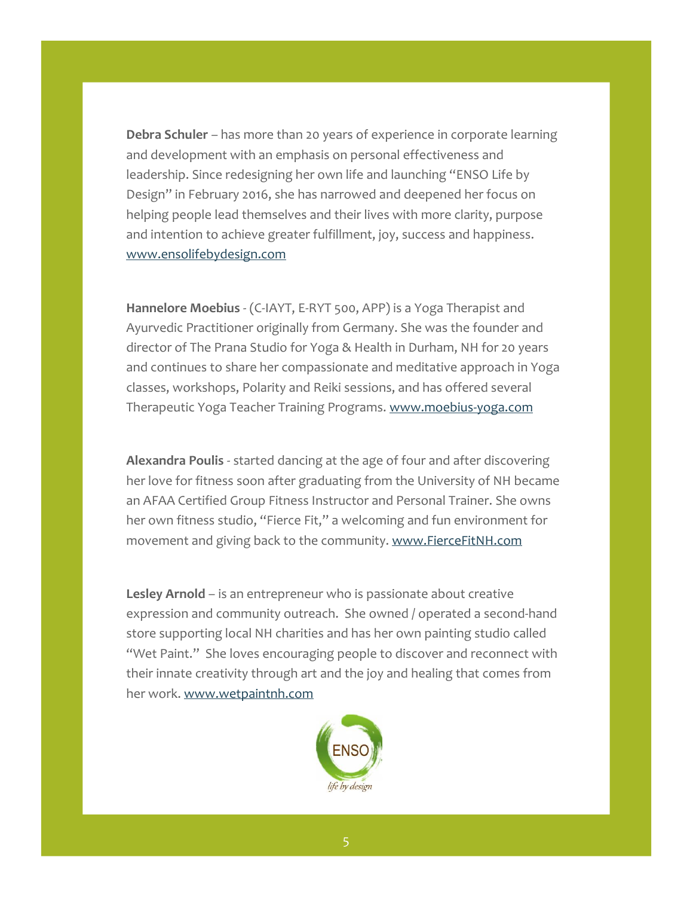**Debra Schuler** – has more than 20 years of experience in corporate learning and development with an emphasis on personal effectiveness and leadership. Since redesigning her own life and launching "ENSO Life by Design" in February 2016, she has narrowed and deepened her focus on helping people lead themselves and their lives with more clarity, purpose and intention to achieve greater fulfillment, joy, success and happiness. www.ensolifebydesign.com

**Hannelore Moebius** - (C-IAYT, E-RYT 500, APP) is a Yoga Therapist and Ayurvedic Practitioner originally from Germany. She was the founder and director of The Prana Studio for Yoga & Health in Durham, NH for 20 years and continues to share her compassionate and meditative approach in Yoga classes, workshops, Polarity and Reiki sessions, and has offered several Therapeutic Yoga Teacher Training Programs. www.moebius-yoga.com

**Alexandra Poulis** - started dancing at the age of four and after discovering her love for fitness soon after graduating from the University of NH became an AFAA Certified Group Fitness Instructor and Personal Trainer. She owns her own fitness studio, "Fierce Fit," a welcoming and fun environment for movement and giving back to the community. www.FierceFitNH.com

**Lesley Arnold** – is an entrepreneur who is passionate about creative expression and community outreach. She owned / operated a second-hand store supporting local NH charities and has her own painting studio called "Wet Paint." She loves encouraging people to discover and reconnect with their innate creativity through art and the joy and healing that comes from her work. www.wetpaintnh.com

ENSO

*life by design*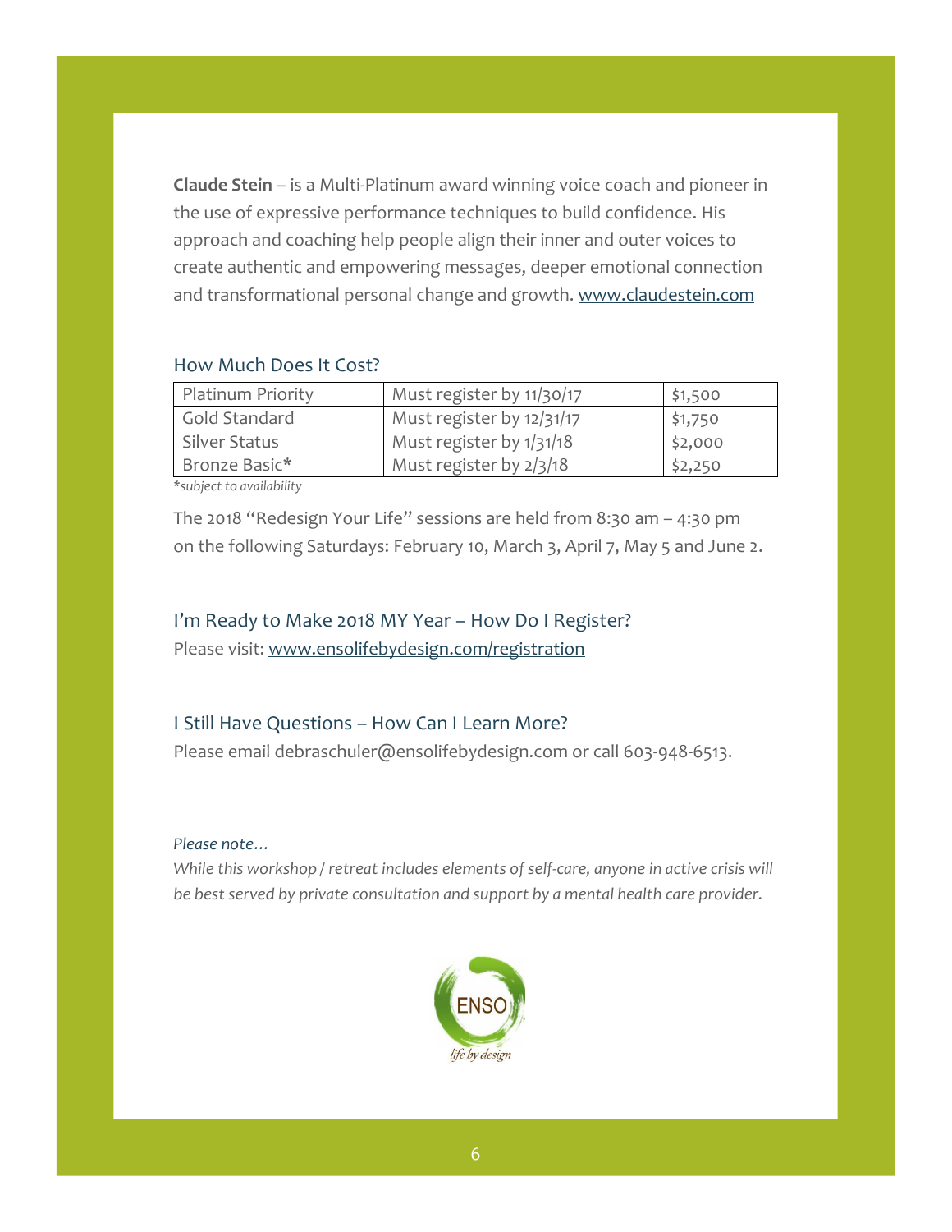**Claude Stein** – is a Multi-Platinum award winning voice coach and pioneer in the use of expressive performance techniques to build confidence. His approach and coaching help people align their inner and outer voices to create authentic and empowering messages, deeper emotional connection and transformational personal change and growth. www.claudestein.com

## How Much Does It Cost?

| | | |
|---|---|---|
| Platinum Priority | Must register by 11/30/17 | $1,500 |
| Gold Standard | Must register by 12/31/17 | $1,750 |
| Silver Status | Must register by 1/31/18 | $2,000 |
| Bronze Basic* | Must register by 2/3/18 | $2,250 |

**subject to availability*

The 2018 "Redesign Your Life" sessions are held from 8:30 am – 4:30 pm on the following Saturdays: February 10, March 3, April 7, May 5 and June 2.

## I'm Ready to Make 2018 MY Year – How Do I Register?

Please visit: www.ensolifebydesign.com/registration

## I Still Have Questions – How Can I Learn More?

Please email debraschuler@ensolifebydesign.com or call 603-948-6513.

*Please note…*

*While this workshop / retreat includes elements of self-care, anyone in active crisis will be best served by private consultation and support by a mental health care provider.*

ENSO

*life by design*